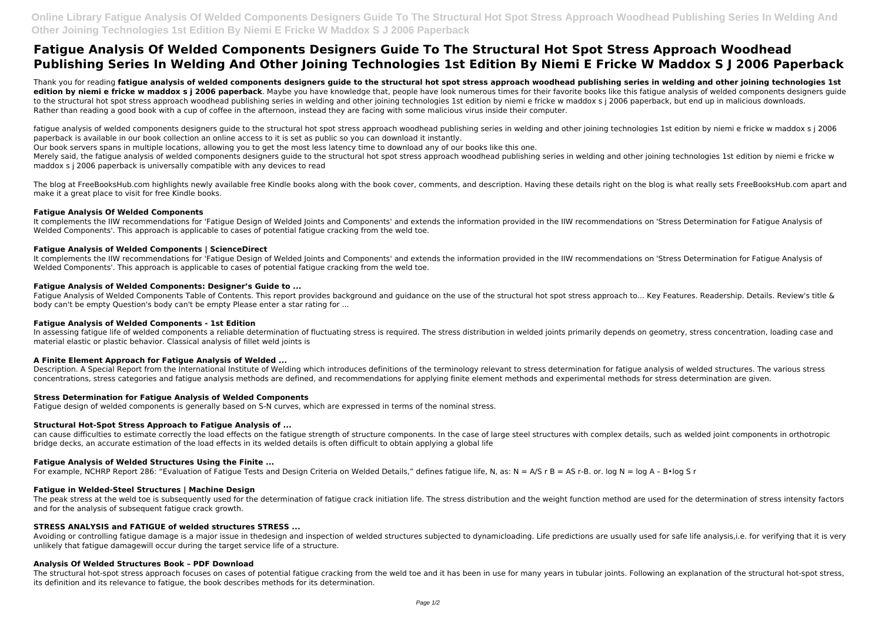# Fatigue Analysis Of Welded Components Designers Guide To The Structural Hot Spot Stress Approach Woodhead Publishing Series In Welding And Other Joining Technologies 1st Edition By Niemi E Fricke W Maddox S J 2006 Paperback

Thank you for reading **fatigue analysis of welded components designers guide to the structural hot spot stress approach woodhead publishing series in welding and other joining technologies 1st edition by niemi e fricke w maddox s j 2006 paperback**. Maybe you have knowledge that, people have look numerous times for their favorite books like this fatigue analysis of welded components designers guide to the structural hot spot stress approach woodhead publishing series in welding and other joining technologies 1st edition by niemi e fricke w maddox s j 2006 paperback, but end up in malicious downloads. Rather than reading a good book with a cup of coffee in the afternoon, instead they are facing with some malicious virus inside their computer.

fatigue analysis of welded components designers guide to the structural hot spot stress approach woodhead publishing series in welding and other joining technologies 1st edition by niemi e fricke w maddox s j 2006 paperback is available in our book collection an online access to it is set as public so you can download it instantly.

Our book servers spans in multiple locations, allowing you to get the most less latency time to download any of our books like this one.

Merely said, the fatigue analysis of welded components designers guide to the structural hot spot stress approach woodhead publishing series in welding and other joining technologies 1st edition by niemi e fricke w maddox s j 2006 paperback is universally compatible with any devices to read

The blog at FreeBooksHub.com highlights newly available free Kindle books along with the book cover, comments, and description. Having these details right on the blog is what really sets FreeBooksHub.com apart and make it a great place to visit for free Kindle books.

### Fatigue Analysis Of Welded Components

It complements the IIW recommendations for 'Fatigue Design of Welded Joints and Components' and extends the information provided in the IIW recommendations on 'Stress Determination for Fatigue Analysis of Welded Components'. This approach is applicable to cases of potential fatigue cracking from the weld toe.

### Fatigue Analysis of Welded Components | ScienceDirect

It complements the IIW recommendations for 'Fatigue Design of Welded Joints and Components' and extends the information provided in the IIW recommendations on 'Stress Determination for Fatigue Analysis of Welded Components'. This approach is applicable to cases of potential fatigue cracking from the weld toe.

### Fatigue Analysis of Welded Components: Designer's Guide to ...

Fatigue Analysis of Welded Components Table of Contents. This report provides background and guidance on the use of the structural hot spot stress approach to... Key Features. Readership. Details. Review's title & body can't be empty Question's body can't be empty Please enter a star rating for ...

### Fatigue Analysis of Welded Components - 1st Edition

In assessing fatigue life of welded components a reliable determination of fluctuating stress is required. The stress distribution in welded joints primarily depends on geometry, stress concentration, loading case and material elastic or plastic behavior. Classical analysis of fillet weld joints is

### A Finite Element Approach for Fatigue Analysis of Welded ...

Description. A Special Report from the International Institute of Welding which introduces definitions of the terminology relevant to stress determination for fatigue analysis of welded structures. The various stress concentrations, stress categories and fatigue analysis methods are defined, and recommendations for applying finite element methods and experimental methods for stress determination are given.

### Stress Determination for Fatigue Analysis of Welded Components

Fatigue design of welded components is generally based on S-N curves, which are expressed in terms of the nominal stress.

### Structural Hot-Spot Stress Approach to Fatigue Analysis of ...

can cause difficulties to estimate correctly the load effects on the fatigue strength of structure components. In the case of large steel structures with complex details, such as welded joint components in orthotropic bridge decks, an accurate estimation of the load effects in its welded details is often difficult to obtain applying a global life

### Fatigue Analysis of Welded Structures Using the Finite ...

For example, NCHRP Report 286: "Evaluation of Fatigue Tests and Design Criteria on Welded Details," defines fatigue life, N, as: N = A/S r B = AS r-B. or. log N = log A – B•log S r

### Fatigue in Welded-Steel Structures | Machine Design

The peak stress at the weld toe is subsequently used for the determination of fatigue crack initiation life. The stress distribution and the weight function method are used for the determination of stress intensity factors and for the analysis of subsequent fatigue crack growth.

### STRESS ANALYSIS and FATIGUE of welded structures STRESS ...

Avoiding or controlling fatigue damage is a major issue in thedesign and inspection of welded structures subjected to dynamicloading. Life predictions are usually used for safe life analysis,i.e. for verifying that it is very unlikely that fatigue damagewill occur during the target service life of a structure.

### Analysis Of Welded Structures Book – PDF Download

The structural hot-spot stress approach focuses on cases of potential fatigue cracking from the weld toe and it has been in use for many years in tubular joints. Following an explanation of the structural hot-spot stress, its definition and its relevance to fatigue, the book describes methods for its determination.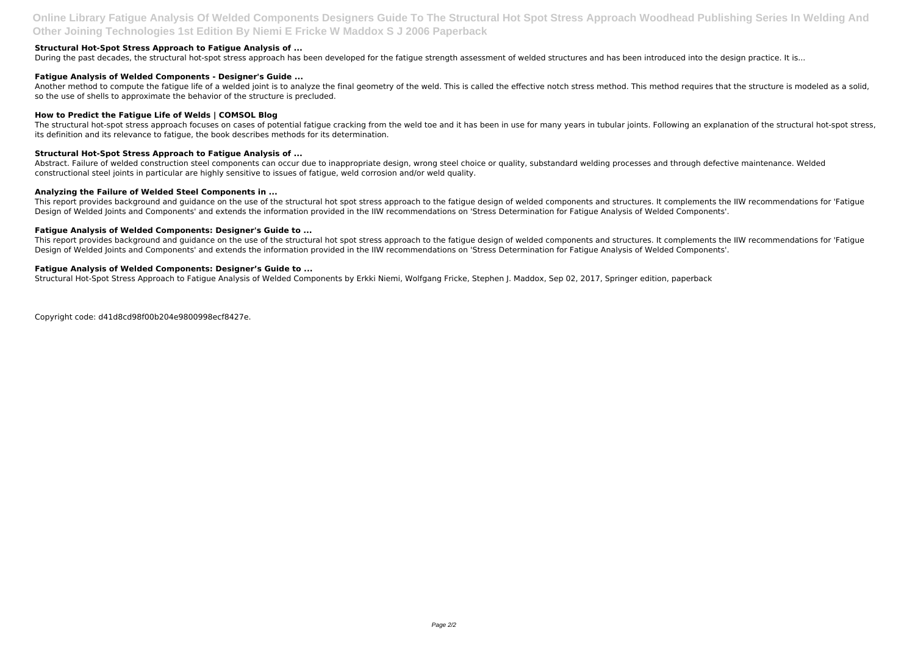### Structural Hot-Spot Stress Approach to Fatigue Analysis of ...

During the past decades, the structural hot-spot stress approach has been developed for the fatigue strength assessment of welded structures and has been introduced into the design practice. It is...

### Fatigue Analysis of Welded Components - Designer's Guide ...

Another method to compute the fatigue life of a welded joint is to analyze the final geometry of the weld. This is called the effective notch stress method. This method requires that the structure is modeled as a solid, so the use of shells to approximate the behavior of the structure is precluded.

### How to Predict the Fatigue Life of Welds | COMSOL Blog

The structural hot-spot stress approach focuses on cases of potential fatigue cracking from the weld toe and it has been in use for many years in tubular joints. Following an explanation of the structural hot-spot stress, its definition and its relevance to fatigue, the book describes methods for its determination.

### Structural Hot-Spot Stress Approach to Fatigue Analysis of ...

Abstract. Failure of welded construction steel components can occur due to inappropriate design, wrong steel choice or quality, substandard welding processes and through defective maintenance. Welded constructional steel joints in particular are highly sensitive to issues of fatigue, weld corrosion and/or weld quality.

### Analyzing the Failure of Welded Steel Components in ...

This report provides background and guidance on the use of the structural hot spot stress approach to the fatigue design of welded components and structures. It complements the IIW recommendations for 'Fatigue Design of Welded Joints and Components' and extends the information provided in the IIW recommendations on 'Stress Determination for Fatigue Analysis of Welded Components'.

### Fatigue Analysis of Welded Components: Designer's Guide to ...

This report provides background and guidance on the use of the structural hot spot stress approach to the fatigue design of welded components and structures. It complements the IIW recommendations for 'Fatigue Design of Welded Joints and Components' and extends the information provided in the IIW recommendations on 'Stress Determination for Fatigue Analysis of Welded Components'.

### Fatigue Analysis of Welded Components: Designer's Guide to ...

Structural Hot-Spot Stress Approach to Fatigue Analysis of Welded Components by Erkki Niemi, Wolfgang Fricke, Stephen J. Maddox, Sep 02, 2017, Springer edition, paperback

Copyright code: d41d8cd98f00b204e9800998ecf8427e.